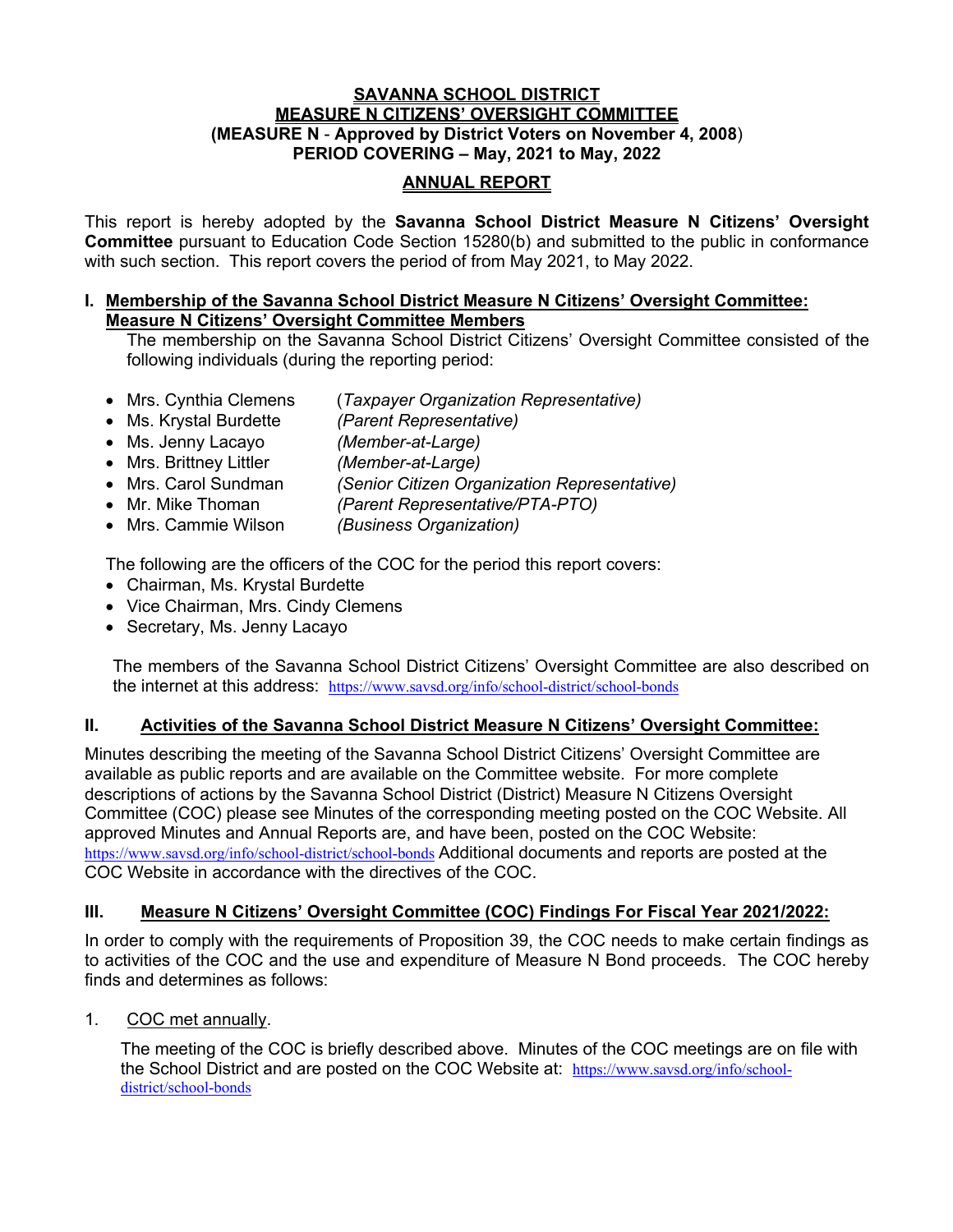**SAVANNA SCHOOL DISTRICT**
**MEASURE N CITIZENS' OVERSIGHT COMMITTEE**
**(MEASURE N - Approved by District Voters on November 4, 2008)**
**PERIOD COVERING – May, 2021 to May, 2022**

# ANNUAL REPORT

This report is hereby adopted by the **Savanna School District Measure N Citizens' Oversight Committee** pursuant to Education Code Section 15280(b) and submitted to the public in conformance with such section. This report covers the period of from May 2021, to May 2022.

## I. Membership of the Savanna School District Measure N Citizens' Oversight Committee: Measure N Citizens' Oversight Committee Members

The membership on the Savanna School District Citizens' Oversight Committee consisted of the following individuals (during the reporting period:

- Mrs. Cynthia Clemens (*Taxpayer Organization Representative)*
- Ms. Krystal Burdette *(Parent Representative)*
- Ms. Jenny Lacayo *(Member-at-Large)*
- Mrs. Brittney Littler *(Member-at-Large)*
- Mrs. Carol Sundman *(Senior Citizen Organization Representative)*
- Mr. Mike Thoman *(Parent Representative/PTA-PTO)*
- Mrs. Cammie Wilson *(Business Organization)*

The following are the officers of the COC for the period this report covers:

- Chairman, Ms. Krystal Burdette
- Vice Chairman, Mrs. Cindy Clemens
- Secretary, Ms. Jenny Lacayo

The members of the Savanna School District Citizens' Oversight Committee are also described on the internet at this address: https://www.savsd.org/info/school-district/school-bonds

## II. Activities of the Savanna School District Measure N Citizens' Oversight Committee:

Minutes describing the meeting of the Savanna School District Citizens' Oversight Committee are available as public reports and are available on the Committee website. For more complete descriptions of actions by the Savanna School District (District) Measure N Citizens Oversight Committee (COC) please see Minutes of the corresponding meeting posted on the COC Website. All approved Minutes and Annual Reports are, and have been, posted on the COC Website: https://www.savsd.org/info/school-district/school-bonds Additional documents and reports are posted at the COC Website in accordance with the directives of the COC.

## III. Measure N Citizens' Oversight Committee (COC) Findings For Fiscal Year 2021/2022:

In order to comply with the requirements of Proposition 39, the COC needs to make certain findings as to activities of the COC and the use and expenditure of Measure N Bond proceeds. The COC hereby finds and determines as follows:

1. COC met annually.

   The meeting of the COC is briefly described above. Minutes of the COC meetings are on file with the School District and are posted on the COC Website at: https://www.savsd.org/info/school-district/school-bonds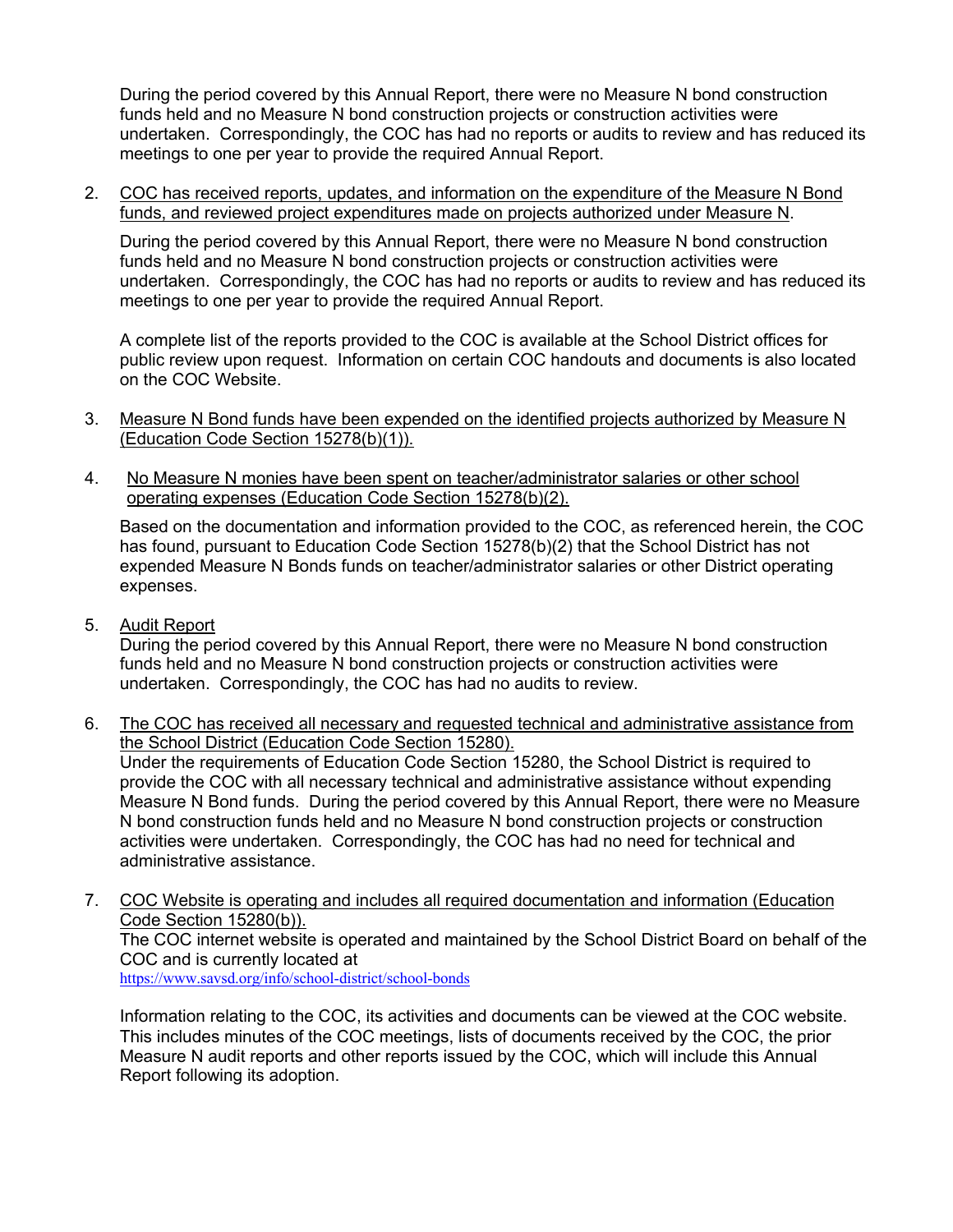During the period covered by this Annual Report, there were no Measure N bond construction funds held and no Measure N bond construction projects or construction activities were undertaken. Correspondingly, the COC has had no reports or audits to review and has reduced its meetings to one per year to provide the required Annual Report.

2. <u>COC has received reports, updates, and information on the expenditure of the Measure N Bond funds, and reviewed project expenditures made on projects authorized under Measure N</u>.

   During the period covered by this Annual Report, there were no Measure N bond construction funds held and no Measure N bond construction projects or construction activities were undertaken. Correspondingly, the COC has had no reports or audits to review and has reduced its meetings to one per year to provide the required Annual Report.

   A complete list of the reports provided to the COC is available at the School District offices for public review upon request. Information on certain COC handouts and documents is also located on the COC Website.

3. <u>Measure N Bond funds have been expended on the identified projects authorized by Measure N (Education Code Section 15278(b)(1)).</u>

4. <u>No Measure N monies have been spent on teacher/administrator salaries or other school operating expenses (Education Code Section 15278(b)(2).</u>

   Based on the documentation and information provided to the COC, as referenced herein, the COC has found, pursuant to Education Code Section 15278(b)(2) that the School District has not expended Measure N Bonds funds on teacher/administrator salaries or other District operating expenses.

5. <u>Audit Report</u>
   During the period covered by this Annual Report, there were no Measure N bond construction funds held and no Measure N bond construction projects or construction activities were undertaken. Correspondingly, the COC has had no audits to review.

6. <u>The COC has received all necessary and requested technical and administrative assistance from the School District (Education Code Section 15280).</u>
   Under the requirements of Education Code Section 15280, the School District is required to provide the COC with all necessary technical and administrative assistance without expending Measure N Bond funds. During the period covered by this Annual Report, there were no Measure N bond construction funds held and no Measure N bond construction projects or construction activities were undertaken. Correspondingly, the COC has had no need for technical and administrative assistance.

7. <u>COC Website is operating and includes all required documentation and information (Education Code Section 15280(b)).</u>
   The COC internet website is operated and maintained by the School District Board on behalf of the COC and is currently located at
   https://www.savsd.org/info/school-district/school-bonds

   Information relating to the COC, its activities and documents can be viewed at the COC website. This includes minutes of the COC meetings, lists of documents received by the COC, the prior Measure N audit reports and other reports issued by the COC, which will include this Annual Report following its adoption.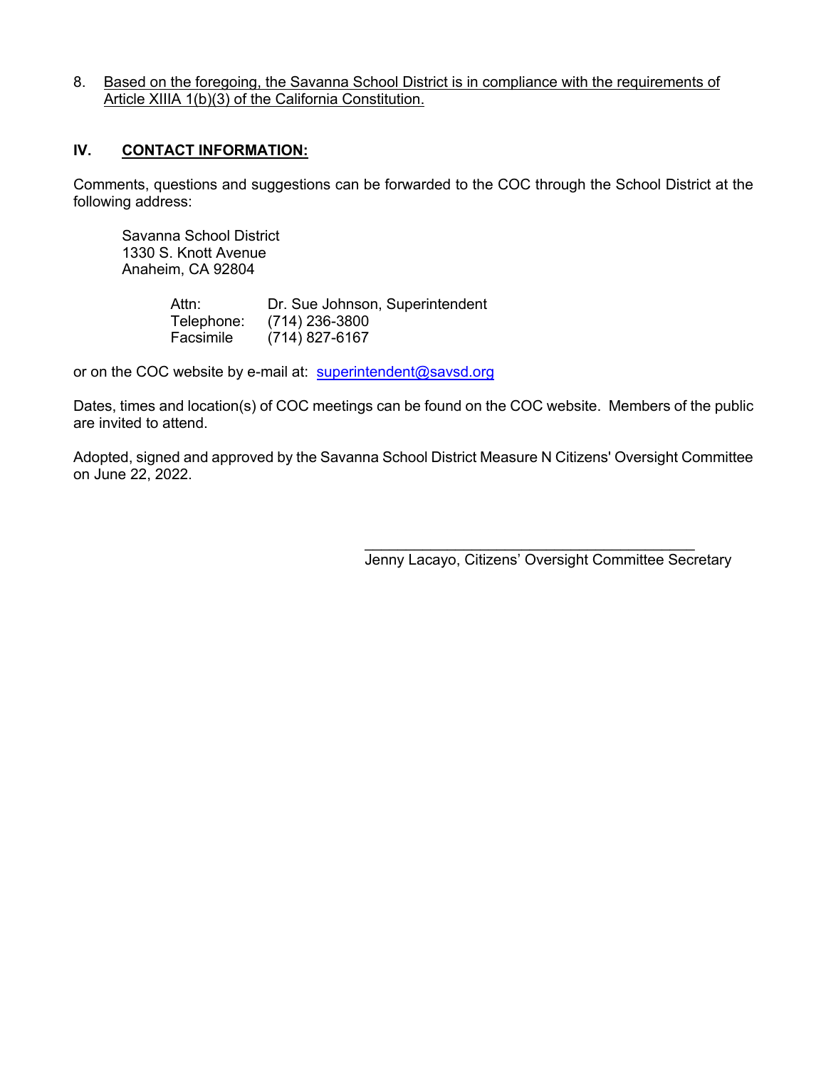8. Based on the foregoing, the Savanna School District is in compliance with the requirements of Article XIIIA 1(b)(3) of the California Constitution.

## IV. CONTACT INFORMATION:

Comments, questions and suggestions can be forwarded to the COC through the School District at the following address:

Savanna School District
1330 S. Knott Avenue
Anaheim, CA 92804

| | |
|---|---|
| Attn: | Dr. Sue Johnson, Superintendent |
| Telephone: | (714) 236-3800 |
| Facsimile | (714) 827-6167 |

or on the COC website by e-mail at: superintendent@savsd.org

Dates, times and location(s) of COC meetings can be found on the COC website. Members of the public are invited to attend.

Adopted, signed and approved by the Savanna School District Measure N Citizens' Oversight Committee on June 22, 2022.

\_\_\_\_\_\_\_\_\_\_\_\_\_\_\_\_\_\_\_\_\_\_\_\_\_\_\_\_\_\_\_\_\_\_\_\_\_\_\_\_

Jenny Lacayo, Citizens' Oversight Committee Secretary